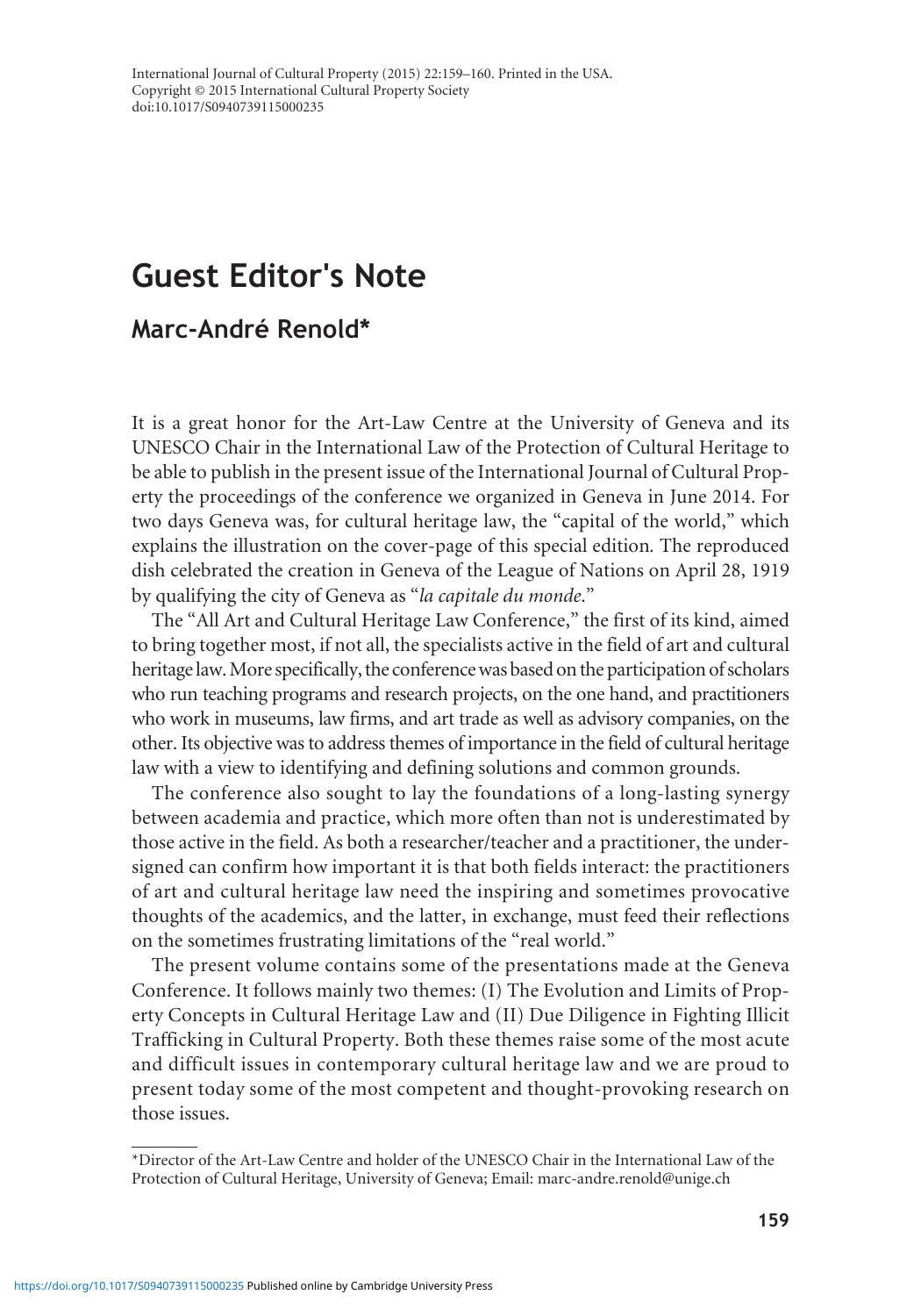# Guest Editor's Note

## Marc-André Renold*

It is a great honor for the Art-Law Centre at the University of Geneva and its UNESCO Chair in the International Law of the Protection of Cultural Heritage to be able to publish in the present issue of the International Journal of Cultural Property the proceedings of the conference we organized in Geneva in June 2014. For two days Geneva was, for cultural heritage law, the "capital of the world," which explains the illustration on the cover-page of this special edition. The reproduced dish celebrated the creation in Geneva of the League of Nations on April 28, 1919 by qualifying the city of Geneva as "*la capitale du monde*."

The "All Art and Cultural Heritage Law Conference," the first of its kind, aimed to bring together most, if not all, the specialists active in the field of art and cultural heritage law. More specifically, the conference was based on the participation of scholars who run teaching programs and research projects, on the one hand, and practitioners who work in museums, law firms, and art trade as well as advisory companies, on the other. Its objective was to address themes of importance in the field of cultural heritage law with a view to identifying and defining solutions and common grounds.

The conference also sought to lay the foundations of a long-lasting synergy between academia and practice, which more often than not is underestimated by those active in the field. As both a researcher/teacher and a practitioner, the undersigned can confirm how important it is that both fields interact: the practitioners of art and cultural heritage law need the inspiring and sometimes provocative thoughts of the academics, and the latter, in exchange, must feed their reflections on the sometimes frustrating limitations of the "real world."

The present volume contains some of the presentations made at the Geneva Conference. It follows mainly two themes: (I) The Evolution and Limits of Property Concepts in Cultural Heritage Law and (II) Due Diligence in Fighting Illicit Trafficking in Cultural Property. Both these themes raise some of the most acute and difficult issues in contemporary cultural heritage law and we are proud to present today some of the most competent and thought-provoking research on those issues.

---

*Director of the Art-Law Centre and holder of the UNESCO Chair in the International Law of the Protection of Cultural Heritage, University of Geneva; Email: marc-andre.renold@unige.ch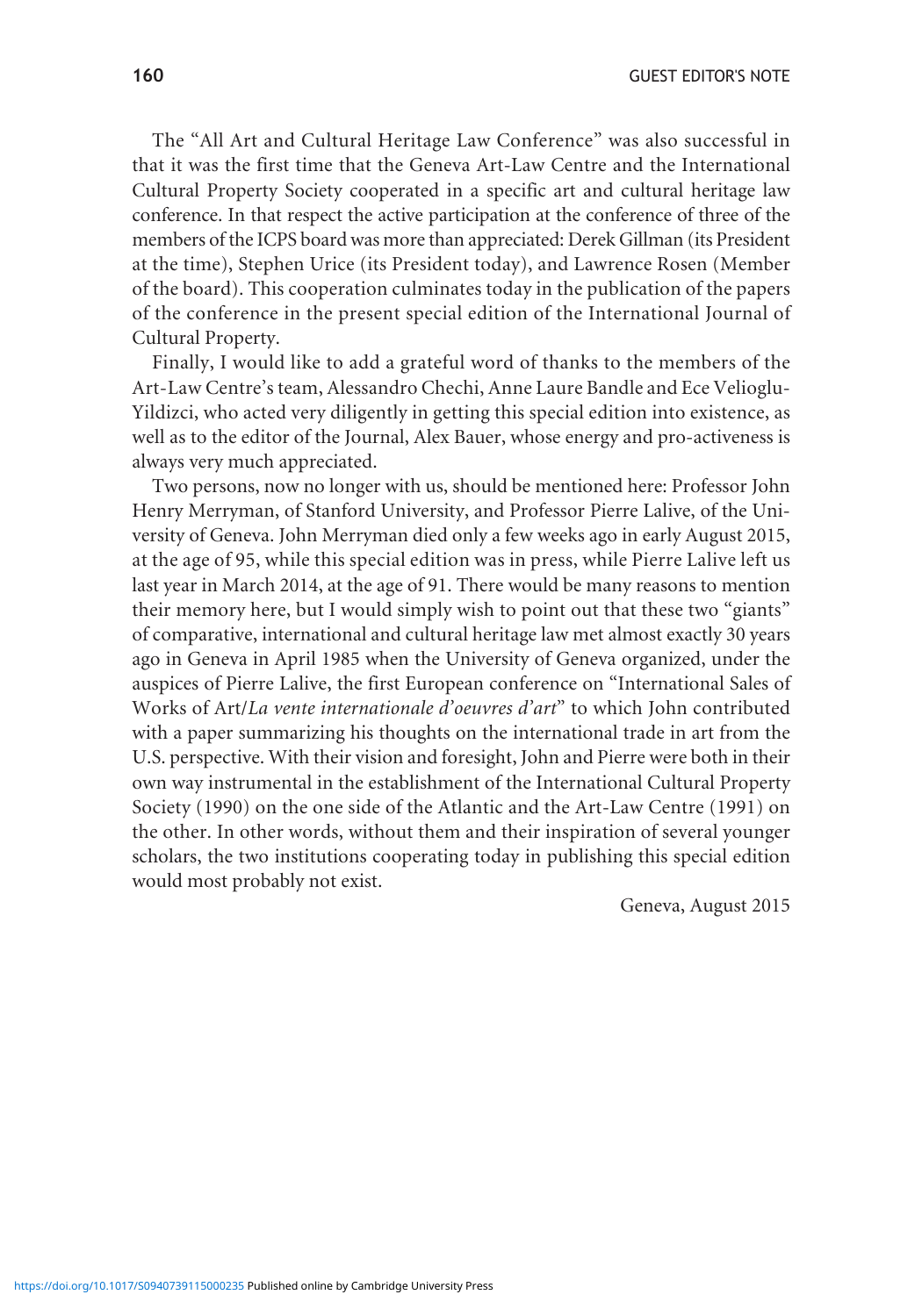The "All Art and Cultural Heritage Law Conference" was also successful in that it was the first time that the Geneva Art-Law Centre and the International Cultural Property Society cooperated in a specific art and cultural heritage law conference. In that respect the active participation at the conference of three of the members of the ICPS board was more than appreciated: Derek Gillman (its President at the time), Stephen Urice (its President today), and Lawrence Rosen (Member of the board). This cooperation culminates today in the publication of the papers of the conference in the present special edition of the International Journal of Cultural Property.

Finally, I would like to add a grateful word of thanks to the members of the Art-Law Centre's team, Alessandro Chechi, Anne Laure Bandle and Ece Velioglu-Yildizci, who acted very diligently in getting this special edition into existence, as well as to the editor of the Journal, Alex Bauer, whose energy and pro-activeness is always very much appreciated.

Two persons, now no longer with us, should be mentioned here: Professor John Henry Merryman, of Stanford University, and Professor Pierre Lalive, of the University of Geneva. John Merryman died only a few weeks ago in early August 2015, at the age of 95, while this special edition was in press, while Pierre Lalive left us last year in March 2014, at the age of 91. There would be many reasons to mention their memory here, but I would simply wish to point out that these two "giants" of comparative, international and cultural heritage law met almost exactly 30 years ago in Geneva in April 1985 when the University of Geneva organized, under the auspices of Pierre Lalive, the first European conference on "International Sales of Works of Art/*La vente internationale d'oeuvres d'art*" to which John contributed with a paper summarizing his thoughts on the international trade in art from the U.S. perspective. With their vision and foresight, John and Pierre were both in their own way instrumental in the establishment of the International Cultural Property Society (1990) on the one side of the Atlantic and the Art-Law Centre (1991) on the other. In other words, without them and their inspiration of several younger scholars, the two institutions cooperating today in publishing this special edition would most probably not exist.

Geneva, August 2015